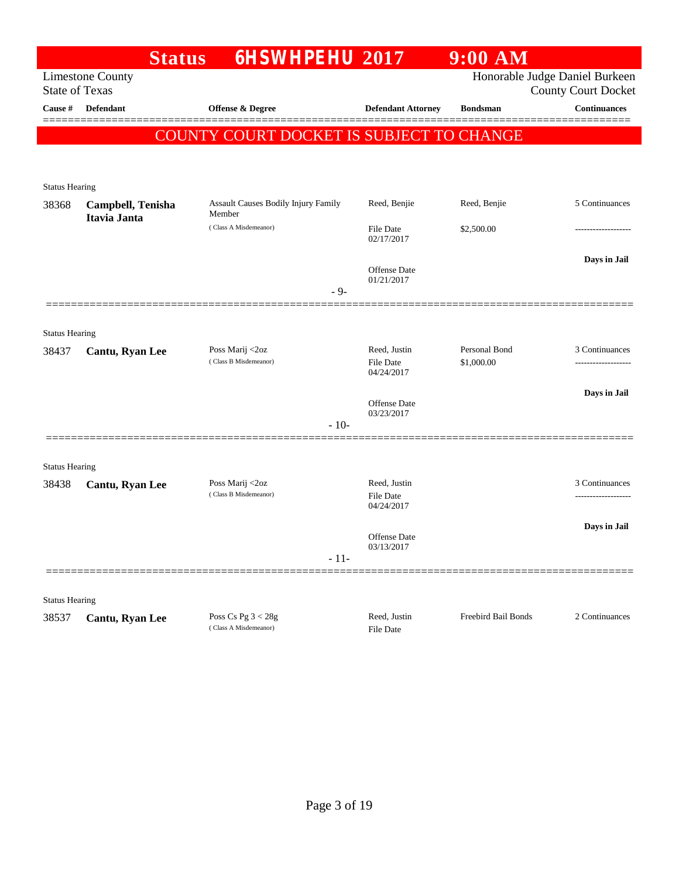**Status 6HSWHPEHU 2017 9:00 AM**

Limestone County
State of Texas

Honorable Judge Daniel Burkeen
County Court Docket

| Cause # | Defendant | Offense & Degree | Defendant Attorney | Bondsman | Continuances |
|---|---|---|---|---|---|

COUNTY COURT DOCKET IS SUBJECT TO CHANGE

Status Hearing

| Cause # | Defendant | Offense & Degree | Defendant Attorney | Bondsman | Continuances |
|---|---|---|---|---|---|
| 38368 | **Campbell, Tenisha Itavia Janta** | Assault Causes Bodily Injury Family Member (Class A Misdemeanor) | Reed, Benjie | Reed, Benjie | 5 Continuances |
| | | | File Date 02/17/2017 | $2,500.00 | ------------------- |
| | | | Offense Date 01/21/2017 | | **Days in Jail** |

- 9-

Status Hearing

| Cause # | Defendant | Offense & Degree | Defendant Attorney | Bondsman | Continuances |
|---|---|---|---|---|---|
| 38437 | **Cantu, Ryan Lee** | Poss Marij <2oz (Class B Misdemeanor) | Reed, Justin | Personal Bond | 3 Continuances |
| | | | File Date 04/24/2017 | $1,000.00 | ------------------- |
| | | | Offense Date 03/23/2017 | | **Days in Jail** |

- 10-

Status Hearing

| Cause # | Defendant | Offense & Degree | Defendant Attorney | Bondsman | Continuances |
|---|---|---|---|---|---|
| 38438 | **Cantu, Ryan Lee** | Poss Marij <2oz (Class B Misdemeanor) | Reed, Justin | | 3 Continuances |
| | | | File Date 04/24/2017 | | ------------------- |
| | | | Offense Date 03/13/2017 | | **Days in Jail** |

- 11-

Status Hearing

| Cause # | Defendant | Offense & Degree | Defendant Attorney | Bondsman | Continuances |
|---|---|---|---|---|---|
| 38537 | **Cantu, Ryan Lee** | Poss Cs Pg 3 < 28g (Class A Misdemeanor) | Reed, Justin | Freebird Bail Bonds | 2 Continuances |
| | | | File Date | | |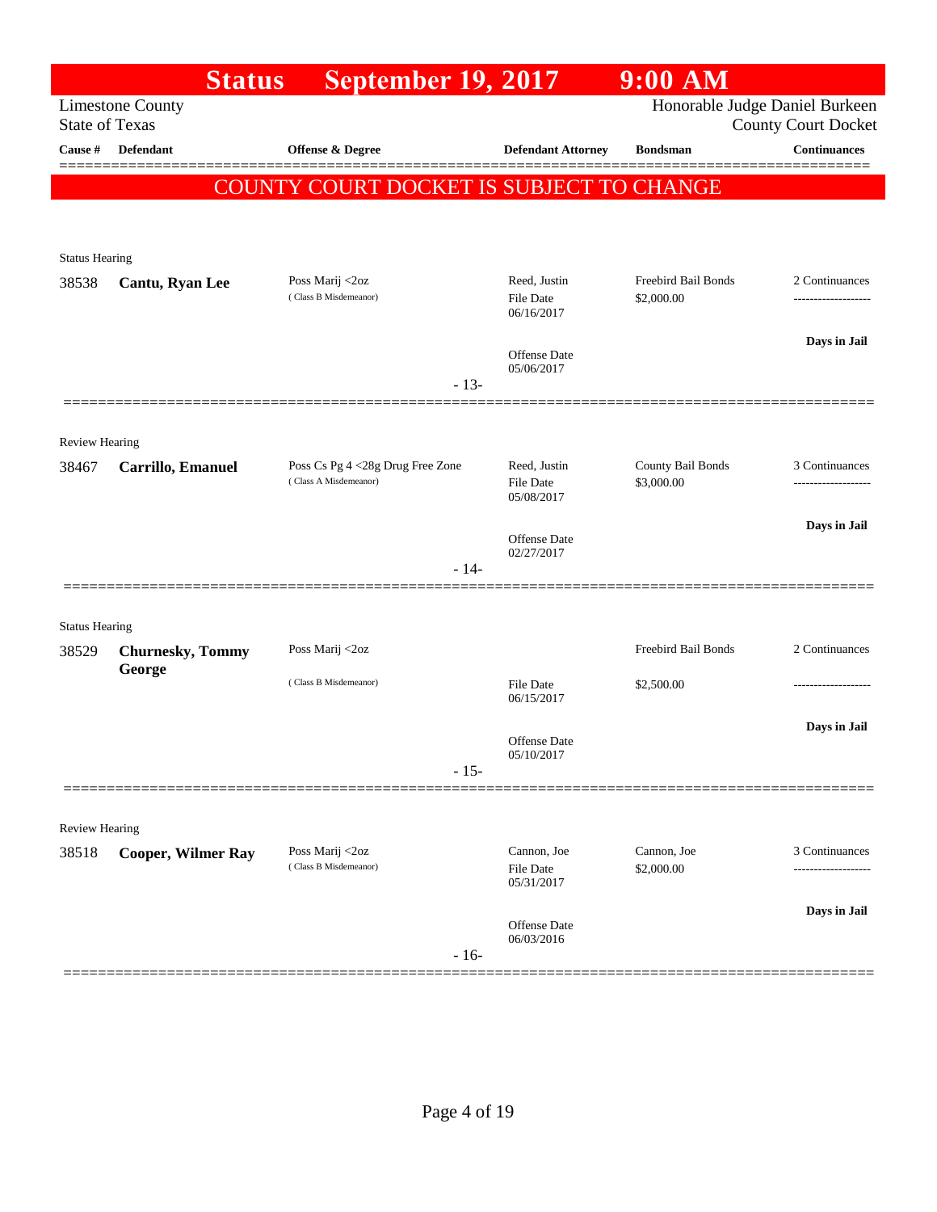# Status September 19, 2017 9:00 AM

Limestone County
State of Texas

Honorable Judge Daniel Burkeen
County Court Docket

**COUNTY COURT DOCKET IS SUBJECT TO CHANGE**

| Cause # | Defendant | Offense & Degree | Defendant Attorney | Bondsman | Continuances |
|---|---|---|---|---|---|
| **Status Hearing** | | | | | |
| 38538 | **Cantu, Ryan Lee** | Poss Marij <2oz (Class B Misdemeanor) | Reed, Justin<br>File Date 06/16/2017<br>Offense Date 05/06/2017 | Freebird Bail Bonds<br>$2,000.00 | 2 Continuances<br>Days in Jail |
| | | - 13- | | | |
| **Review Hearing** | | | | | |
| 38467 | **Carrillo, Emanuel** | Poss Cs Pg 4 <28g Drug Free Zone (Class A Misdemeanor) | Reed, Justin<br>File Date 05/08/2017<br>Offense Date 02/27/2017 | County Bail Bonds<br>$3,000.00 | 3 Continuances<br>Days in Jail |
| | | - 14- | | | |
| **Status Hearing** | | | | | |
| 38529 | **Churnesky, Tommy George** | Poss Marij <2oz (Class B Misdemeanor) | File Date 06/15/2017<br>Offense Date 05/10/2017 | Freebird Bail Bonds<br>$2,500.00 | 2 Continuances<br>Days in Jail |
| | | - 15- | | | |
| **Review Hearing** | | | | | |
| 38518 | **Cooper, Wilmer Ray** | Poss Marij <2oz (Class B Misdemeanor) | Cannon, Joe<br>File Date 05/31/2017<br>Offense Date 06/03/2016 | Cannon, Joe<br>$2,000.00 | 3 Continuances<br>Days in Jail |
| | | - 16- | | | |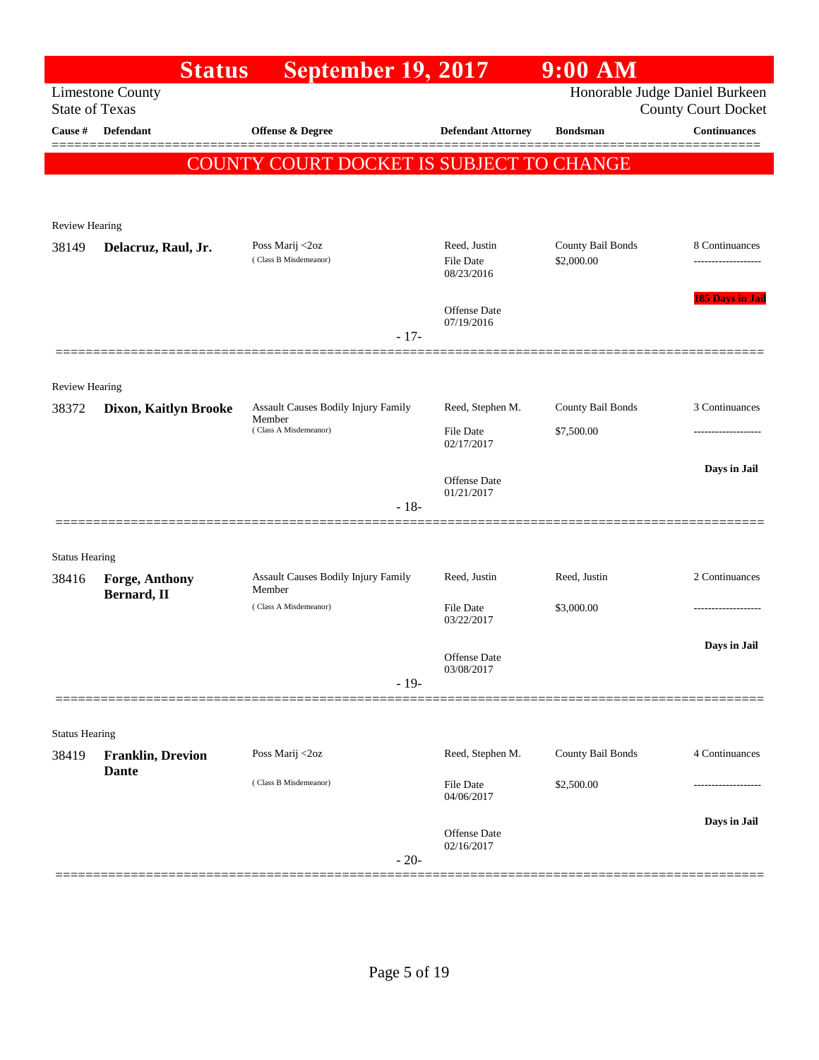# Status September 19, 2017 9:00 AM

Limestone County
State of Texas

Honorable Judge Daniel Burkeen
County Court Docket

| Cause # | Defendant | Offense & Degree | Defendant Attorney | Bondsman | Continuances |
|---|---|---|---|---|---|

**COUNTY COURT DOCKET IS SUBJECT TO CHANGE**

---

Review Hearing

| Cause # | Defendant | Offense & Degree | Defendant Attorney | Bondsman | Continuances |
|---|---|---|---|---|---|
| 38149 | **Delacruz, Raul, Jr.** | Poss Marij <2oz (Class B Misdemeanor) | Reed, Justin; File Date 08/23/2016; Offense Date 07/19/2016 | County Bail Bonds; $2,000.00 | 8 Continuances; 185 Days in Jail |

- 17-

---

Review Hearing

| Cause # | Defendant | Offense & Degree | Defendant Attorney | Bondsman | Continuances |
|---|---|---|---|---|---|
| 38372 | **Dixon, Kaitlyn Brooke** | Assault Causes Bodily Injury Family Member (Class A Misdemeanor) | Reed, Stephen M.; File Date 02/17/2017; Offense Date 01/21/2017 | County Bail Bonds; $7,500.00 | 3 Continuances; Days in Jail |

- 18-

---

Status Hearing

| Cause # | Defendant | Offense & Degree | Defendant Attorney | Bondsman | Continuances |
|---|---|---|---|---|---|
| 38416 | **Forge, Anthony Bernard, II** | Assault Causes Bodily Injury Family Member (Class A Misdemeanor) | Reed, Justin; File Date 03/22/2017; Offense Date 03/08/2017 | Reed, Justin; $3,000.00 | 2 Continuances; Days in Jail |

- 19-

---

Status Hearing

| Cause # | Defendant | Offense & Degree | Defendant Attorney | Bondsman | Continuances |
|---|---|---|---|---|---|
| 38419 | **Franklin, Drevion Dante** | Poss Marij <2oz (Class B Misdemeanor) | Reed, Stephen M.; File Date 04/06/2017; Offense Date 02/16/2017 | County Bail Bonds; $2,500.00 | 4 Continuances; Days in Jail |

- 20-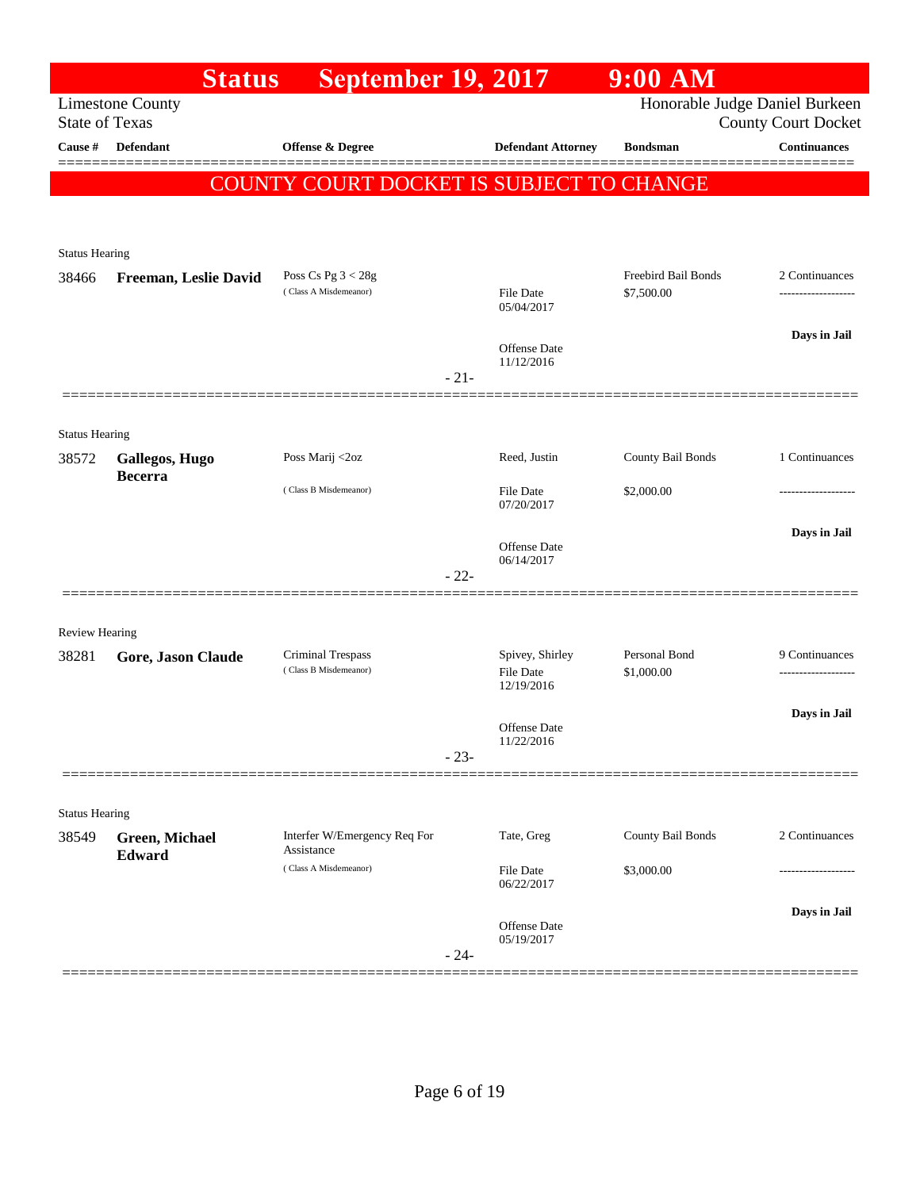# Status September 19, 2017 9:00 AM

Limestone County
State of Texas

Honorable Judge Daniel Burkeen
County Court Docket

| Cause # | Defendant | Offense & Degree | Defendant Attorney | Bondsman | Continuances |
|---|---|---|---|---|---|

**COUNTY COURT DOCKET IS SUBJECT TO CHANGE**

Status Hearing

| Cause # | Defendant | Offense & Degree | Defendant Attorney | Bondsman | Continuances |
|---|---|---|---|---|---|
| 38466 | **Freeman, Leslie David** | Poss Cs Pg 3 < 28g (Class A Misdemeanor) | File Date 05/04/2017 Offense Date 11/12/2016 | Freebird Bail Bonds $7,500.00 | 2 Continuances ------------------- Days in Jail |

- 21-

Status Hearing

| Cause # | Defendant | Offense & Degree | Defendant Attorney | Bondsman | Continuances |
|---|---|---|---|---|---|
| 38572 | **Gallegos, Hugo Becerra** | Poss Marij <2oz (Class B Misdemeanor) | Reed, Justin File Date 07/20/2017 Offense Date 06/14/2017 | County Bail Bonds $2,000.00 | 1 Continuances ------------------- Days in Jail |

- 22-

Review Hearing

| Cause # | Defendant | Offense & Degree | Defendant Attorney | Bondsman | Continuances |
|---|---|---|---|---|---|
| 38281 | **Gore, Jason Claude** | Criminal Trespass (Class B Misdemeanor) | Spivey, Shirley File Date 12/19/2016 Offense Date 11/22/2016 | Personal Bond $1,000.00 | 9 Continuances ------------------- Days in Jail |

- 23-

Status Hearing

| Cause # | Defendant | Offense & Degree | Defendant Attorney | Bondsman | Continuances |
|---|---|---|---|---|---|
| 38549 | **Green, Michael Edward** | Interfer W/Emergency Req For Assistance (Class A Misdemeanor) | Tate, Greg File Date 06/22/2017 Offense Date 05/19/2017 | County Bail Bonds $3,000.00 | 2 Continuances ------------------- Days in Jail |

- 24-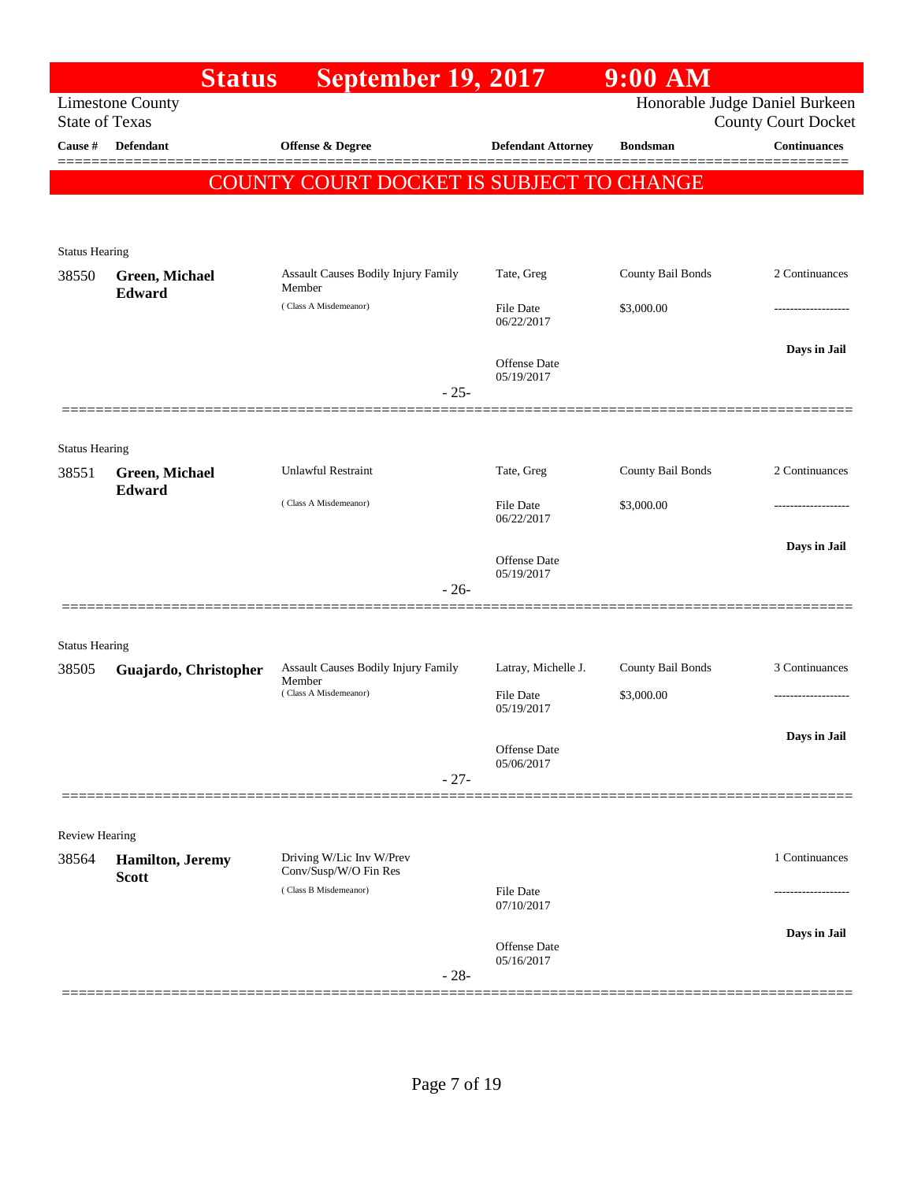# Status September 19, 2017 9:00 AM

Limestone County
State of Texas

Honorable Judge Daniel Burkeen
County Court Docket

| Cause # | Defendant | Offense & Degree | Defendant Attorney | Bondsman | Continuances |
|---|---|---|---|---|---|

**COUNTY COURT DOCKET IS SUBJECT TO CHANGE**

Status Hearing

| Cause # | Defendant | Offense & Degree | Defendant Attorney | Bondsman | Continuances |
|---|---|---|---|---|---|
| 38550 | **Green, Michael Edward** | Assault Causes Bodily Injury Family Member (Class A Misdemeanor) | Tate, Greg | County Bail Bonds | 2 Continuances |
| | | | File Date 06/22/2017 | $3,000.00 | ------------------- |
| | | | Offense Date 05/19/2017 | | **Days in Jail** |

- 25-

Status Hearing

| Cause # | Defendant | Offense & Degree | Defendant Attorney | Bondsman | Continuances |
|---|---|---|---|---|---|
| 38551 | **Green, Michael Edward** | Unlawful Restraint (Class A Misdemeanor) | Tate, Greg | County Bail Bonds | 2 Continuances |
| | | | File Date 06/22/2017 | $3,000.00 | ------------------- |
| | | | Offense Date 05/19/2017 | | **Days in Jail** |

- 26-

Status Hearing

| Cause # | Defendant | Offense & Degree | Defendant Attorney | Bondsman | Continuances |
|---|---|---|---|---|---|
| 38505 | **Guajardo, Christopher** | Assault Causes Bodily Injury Family Member (Class A Misdemeanor) | Latray, Michelle J. | County Bail Bonds | 3 Continuances |
| | | | File Date 05/19/2017 | $3,000.00 | ------------------- |
| | | | Offense Date 05/06/2017 | | **Days in Jail** |

- 27-

Review Hearing

| Cause # | Defendant | Offense & Degree | Defendant Attorney | Bondsman | Continuances |
|---|---|---|---|---|---|
| 38564 | **Hamilton, Jeremy Scott** | Driving W/Lic Inv W/Prev Conv/Susp/W/O Fin Res (Class B Misdemeanor) | | | 1 Continuances |
| | | | File Date 07/10/2017 | | ------------------- |
| | | | Offense Date 05/16/2017 | | **Days in Jail** |

- 28-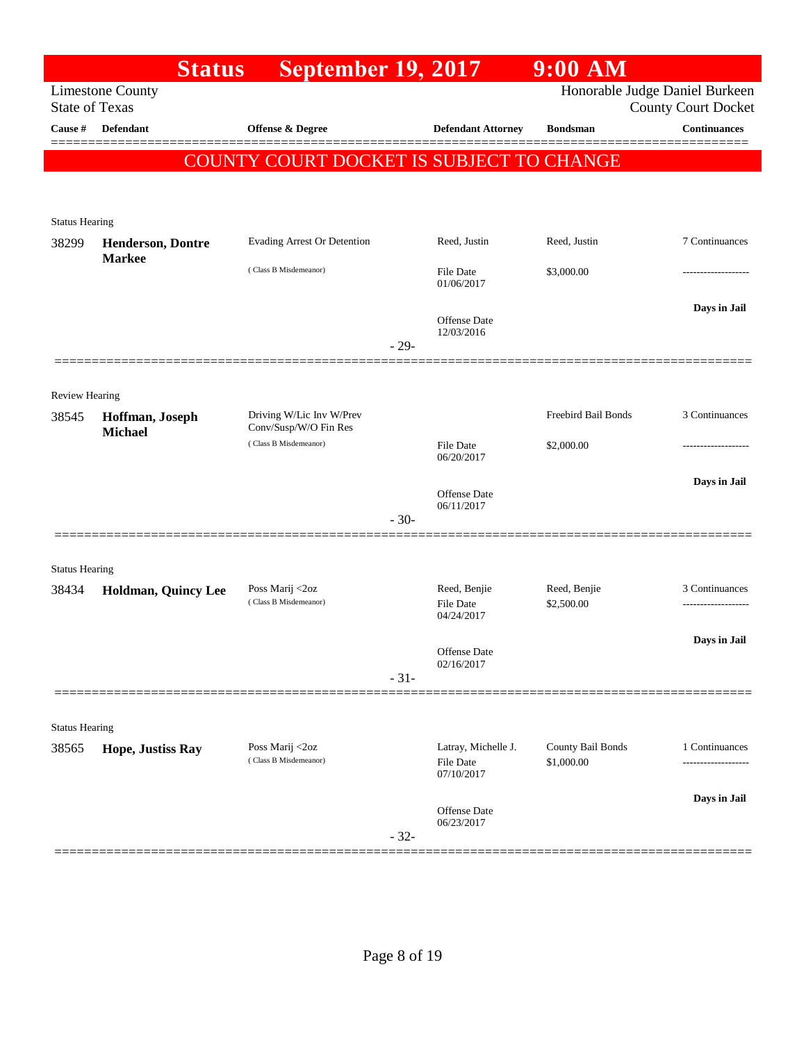# Status September 19, 2017 9:00 AM

Limestone County
State of Texas

Honorable Judge Daniel Burkeen
County Court Docket

| Cause # | Defendant | Offense & Degree | Defendant Attorney | Bondsman | Continuances |
|---|---|---|---|---|---|

**COUNTY COURT DOCKET IS SUBJECT TO CHANGE**

---

Status Hearing

| Cause # | Defendant | Offense & Degree | Defendant Attorney | Bondsman | Continuances |
|---|---|---|---|---|---|
| 38299 | **Henderson, Dontre Markee** | Evading Arrest Or Detention (Class B Misdemeanor) | Reed, Justin<br>File Date 01/06/2017<br>Offense Date 12/03/2016 | Reed, Justin<br>$3,000.00 | 7 Continuances<br>-------------------<br>**Days in Jail** |

-29-

---

Review Hearing

| Cause # | Defendant | Offense & Degree | Defendant Attorney | Bondsman | Continuances |
|---|---|---|---|---|---|
| 38545 | **Hoffman, Joseph Michael** | Driving W/Lic Inv W/Prev Conv/Susp/W/O Fin Res (Class B Misdemeanor) | File Date 06/20/2017<br>Offense Date 06/11/2017 | Freebird Bail Bonds<br>$2,000.00 | 3 Continuances<br>-------------------<br>**Days in Jail** |

-30-

---

Status Hearing

| Cause # | Defendant | Offense & Degree | Defendant Attorney | Bondsman | Continuances |
|---|---|---|---|---|---|
| 38434 | **Holdman, Quincy Lee** | Poss Marij <2oz (Class B Misdemeanor) | Reed, Benjie<br>File Date 04/24/2017<br>Offense Date 02/16/2017 | Reed, Benjie<br>$2,500.00 | 3 Continuances<br>-------------------<br>**Days in Jail** |

-31-

---

Status Hearing

| Cause # | Defendant | Offense & Degree | Defendant Attorney | Bondsman | Continuances |
|---|---|---|---|---|---|
| 38565 | **Hope, Justiss Ray** | Poss Marij <2oz (Class B Misdemeanor) | Latray, Michelle J.<br>File Date 07/10/2017<br>Offense Date 06/23/2017 | County Bail Bonds<br>$1,000.00 | 1 Continuances<br>-------------------<br>**Days in Jail** |

-32-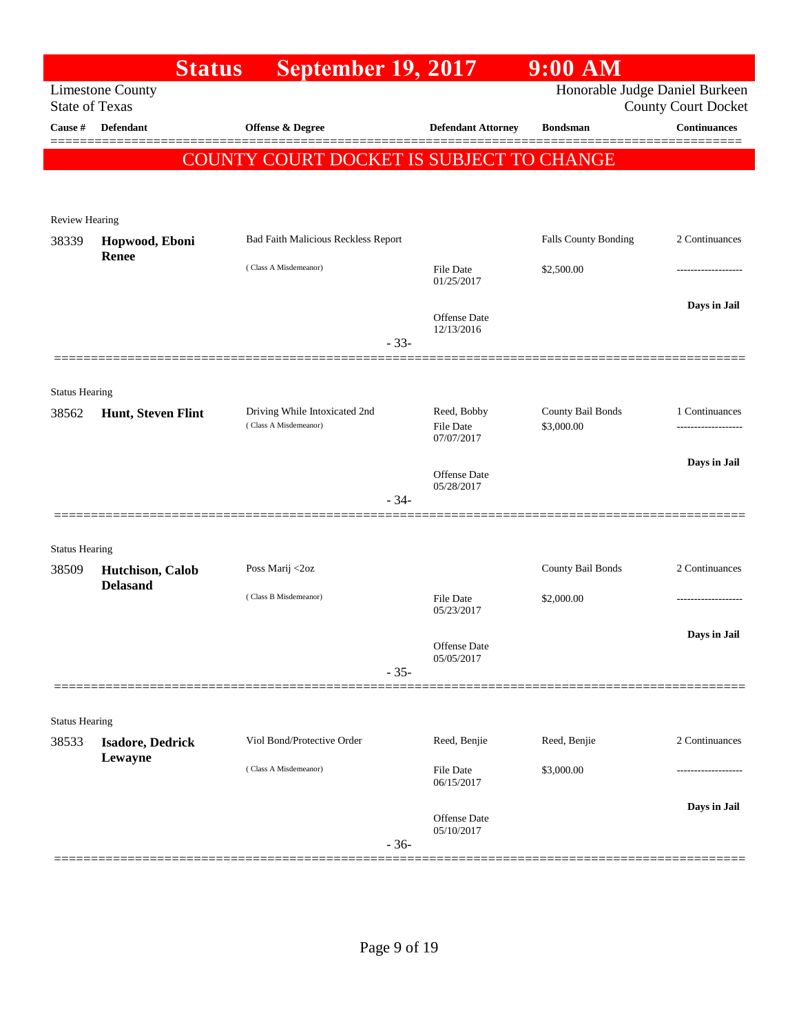# Status September 19, 2017 9:00 AM

Limestone County
State of Texas

Honorable Judge Daniel Burkeen
County Court Docket

| Cause # | Defendant | Offense & Degree | Defendant Attorney | Bondsman | Continuances |
|---|---|---|---|---|---|

**COUNTY COURT DOCKET IS SUBJECT TO CHANGE**

Review Hearing

| Cause # | Defendant | Offense & Degree | Defendant Attorney | Bondsman | Continuances |
|---|---|---|---|---|---|
| 38339 | **Hopwood, Eboni Renee** | Bad Faith Malicious Reckless Report ( Class A Misdemeanor) | File Date 01/25/2017 Offense Date 12/13/2016 | Falls County Bonding $2,500.00 | 2 Continuances ------------------- **Days in Jail** |

- 33-

Status Hearing

| Cause # | Defendant | Offense & Degree | Defendant Attorney | Bondsman | Continuances |
|---|---|---|---|---|---|
| 38562 | **Hunt, Steven Flint** | Driving While Intoxicated 2nd ( Class A Misdemeanor) | Reed, Bobby File Date 07/07/2017 Offense Date 05/28/2017 | County Bail Bonds $3,000.00 | 1 Continuances ------------------- **Days in Jail** |

- 34-

Status Hearing

| Cause # | Defendant | Offense & Degree | Defendant Attorney | Bondsman | Continuances |
|---|---|---|---|---|---|
| 38509 | **Hutchison, Calob Delasand** | Poss Marij <2oz ( Class B Misdemeanor) | File Date 05/23/2017 Offense Date 05/05/2017 | County Bail Bonds $2,000.00 | 2 Continuances ------------------- **Days in Jail** |

- 35-

Status Hearing

| Cause # | Defendant | Offense & Degree | Defendant Attorney | Bondsman | Continuances |
|---|---|---|---|---|---|
| 38533 | **Isadore, Dedrick Lewayne** | Viol Bond/Protective Order ( Class A Misdemeanor) | Reed, Benjie File Date 06/15/2017 Offense Date 05/10/2017 | Reed, Benjie $3,000.00 | 2 Continuances ------------------- **Days in Jail** |

- 36-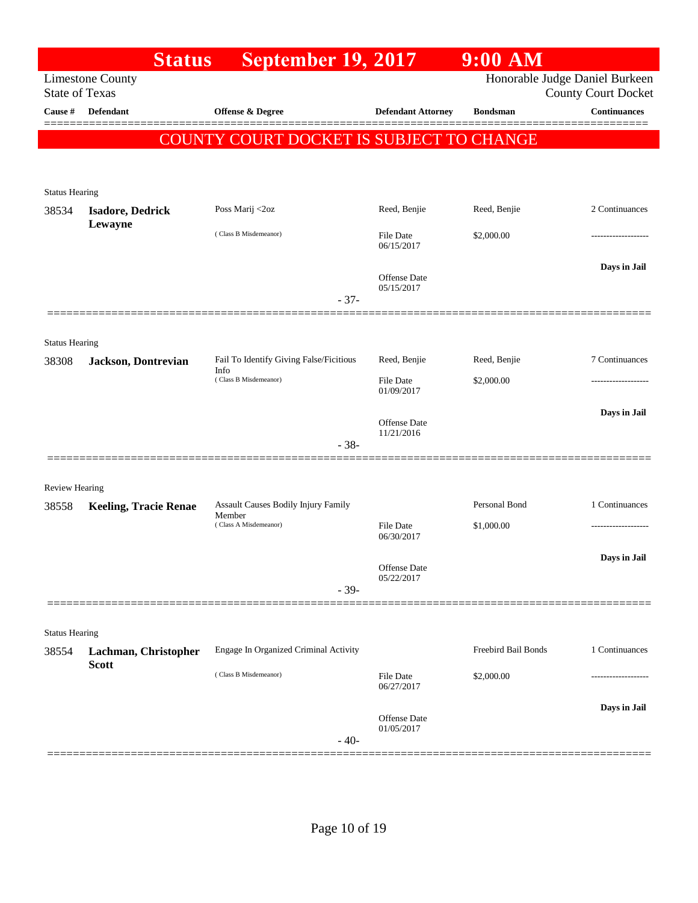# Status September 19, 2017 9:00 AM

Limestone County
State of Texas

Honorable Judge Daniel Burkeen
County Court Docket

| Cause # | Defendant | Offense & Degree | Defendant Attorney | Bondsman | Continuances |
|---|---|---|---|---|---|

**COUNTY COURT DOCKET IS SUBJECT TO CHANGE**

Status Hearing

| Cause # | Defendant | Offense & Degree | Defendant Attorney | Bondsman | Continuances |
|---|---|---|---|---|---|
| 38534 | **Isadore, Dedrick Lewayne** | Poss Marij <2oz (Class B Misdemeanor) | Reed, Benjie | Reed, Benjie | 2 Continuances |
| | | | File Date 06/15/2017 | $2,000.00 | ------------------- |
| | | | Offense Date 05/15/2017 | | **Days in Jail** |

- 37-

Status Hearing

| Cause # | Defendant | Offense & Degree | Defendant Attorney | Bondsman | Continuances |
|---|---|---|---|---|---|
| 38308 | **Jackson, Dontrevian** | Fail To Identify Giving False/Ficitious Info (Class B Misdemeanor) | Reed, Benjie | Reed, Benjie | 7 Continuances |
| | | | File Date 01/09/2017 | $2,000.00 | ------------------- |
| | | | Offense Date 11/21/2016 | | **Days in Jail** |

- 38-

Review Hearing

| Cause # | Defendant | Offense & Degree | Defendant Attorney | Bondsman | Continuances |
|---|---|---|---|---|---|
| 38558 | **Keeling, Tracie Renae** | Assault Causes Bodily Injury Family Member (Class A Misdemeanor) | | Personal Bond | 1 Continuances |
| | | | File Date 06/30/2017 | $1,000.00 | ------------------- |
| | | | Offense Date 05/22/2017 | | **Days in Jail** |

- 39-

Status Hearing

| Cause # | Defendant | Offense & Degree | Defendant Attorney | Bondsman | Continuances |
|---|---|---|---|---|---|
| 38554 | **Lachman, Christopher Scott** | Engage In Organized Criminal Activity (Class B Misdemeanor) | | Freebird Bail Bonds | 1 Continuances |
| | | | File Date 06/27/2017 | $2,000.00 | ------------------- |
| | | | Offense Date 01/05/2017 | | **Days in Jail** |

- 40-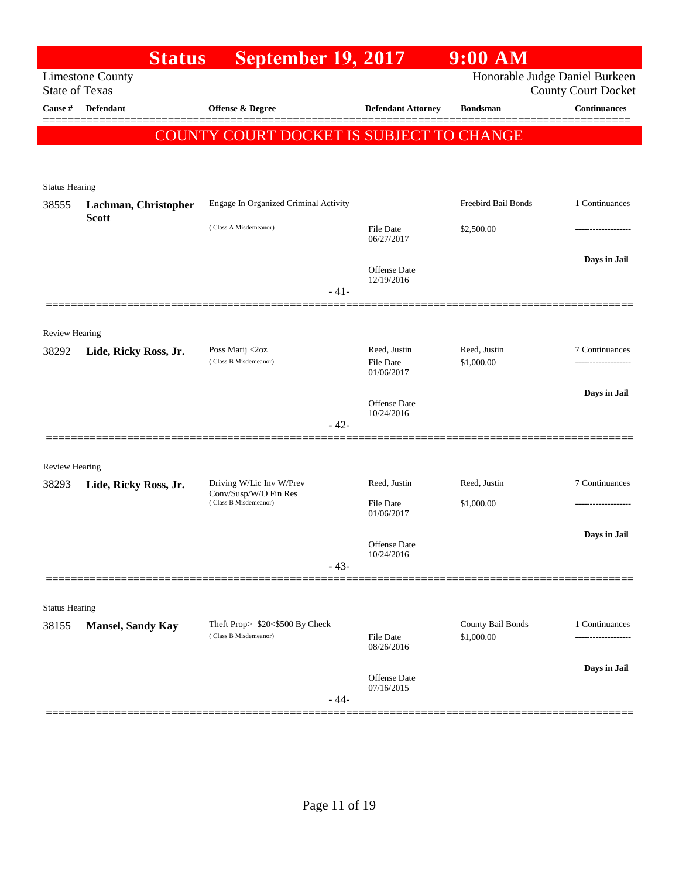# Status September 19, 2017 9:00 AM

Limestone County
State of Texas

Honorable Judge Daniel Burkeen
County Court Docket

| Cause # | Defendant | Offense & Degree | Defendant Attorney | Bondsman | Continuances |
|---|---|---|---|---|---|

**COUNTY COURT DOCKET IS SUBJECT TO CHANGE**

---

Status Hearing

| Cause # | Defendant | Offense & Degree | Defendant Attorney | Bondsman | Continuances |
|---|---|---|---|---|---|
| 38555 | **Lachman, Christopher Scott** | Engage In Organized Criminal Activity<br>( Class A Misdemeanor) | File Date 06/27/2017<br>Offense Date 12/19/2016 | Freebird Bail Bonds<br>$2,500.00 | 1 Continuances<br>-------------------<br>**Days in Jail** |

- 41-

---

Review Hearing

| Cause # | Defendant | Offense & Degree | Defendant Attorney | Bondsman | Continuances |
|---|---|---|---|---|---|
| 38292 | **Lide, Ricky Ross, Jr.** | Poss Marij <2oz<br>( Class B Misdemeanor) | Reed, Justin<br>File Date 01/06/2017<br>Offense Date 10/24/2016 | Reed, Justin<br>$1,000.00 | 7 Continuances<br>-------------------<br>**Days in Jail** |

- 42-

---

Review Hearing

| Cause # | Defendant | Offense & Degree | Defendant Attorney | Bondsman | Continuances |
|---|---|---|---|---|---|
| 38293 | **Lide, Ricky Ross, Jr.** | Driving W/Lic Inv W/Prev Conv/Susp/W/O Fin Res<br>( Class B Misdemeanor) | Reed, Justin<br>File Date 01/06/2017<br>Offense Date 10/24/2016 | Reed, Justin<br>$1,000.00 | 7 Continuances<br>-------------------<br>**Days in Jail** |

- 43-

---

Status Hearing

| Cause # | Defendant | Offense & Degree | Defendant Attorney | Bondsman | Continuances |
|---|---|---|---|---|---|
| 38155 | **Mansel, Sandy Kay** | Theft Prop>=$20<$500 By Check<br>( Class B Misdemeanor) | File Date 08/26/2016<br>Offense Date 07/16/2015 | County Bail Bonds<br>$1,000.00 | 1 Continuances<br>-------------------<br>**Days in Jail** |

- 44-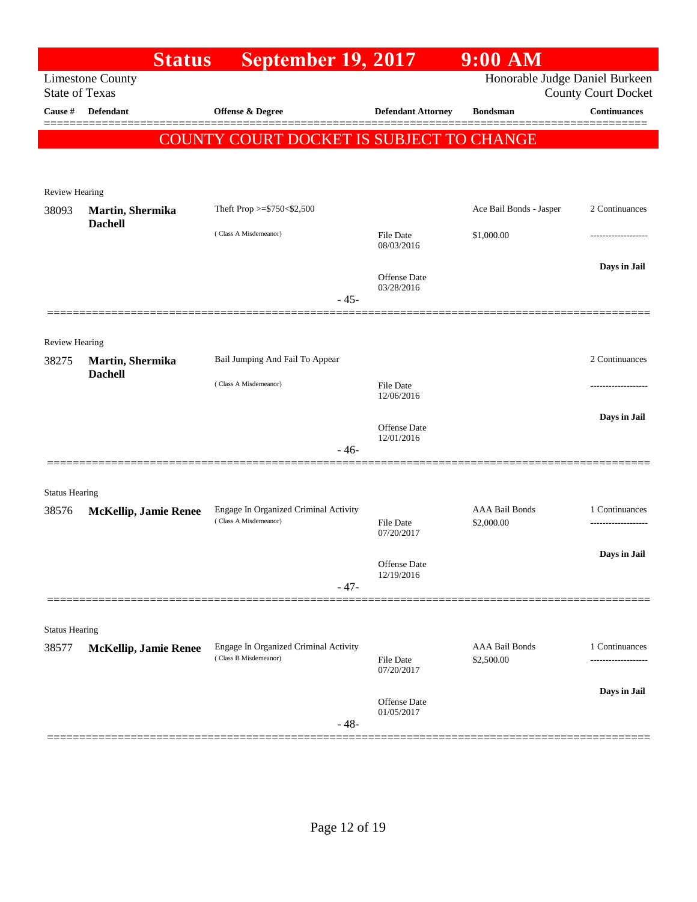# Status September 19, 2017 9:00 AM

Limestone County
State of Texas

Honorable Judge Daniel Burkeen
County Court Docket

| Cause # | Defendant | Offense & Degree | Defendant Attorney | Bondsman | Continuances |
|---|---|---|---|---|---|

## COUNTY COURT DOCKET IS SUBJECT TO CHANGE

Review Hearing

| Cause # | Defendant | Offense & Degree | Defendant Attorney | Bondsman | Continuances |
|---|---|---|---|---|---|
| 38093 | **Martin, Shermika Dachell** | Theft Prop >=$750<$2,500 (Class A Misdemeanor) | File Date 08/03/2016<br>Offense Date 03/28/2016 | Ace Bail Bonds - Jasper<br>$1,000.00 | 2 Continuances<br>-------------------<br>**Days in Jail** |

- 45-

Review Hearing

| Cause # | Defendant | Offense & Degree | Defendant Attorney | Bondsman | Continuances |
|---|---|---|---|---|---|
| 38275 | **Martin, Shermika Dachell** | Bail Jumping And Fail To Appear (Class A Misdemeanor) | File Date 12/06/2016<br>Offense Date 12/01/2016 | | 2 Continuances<br>-------------------<br>**Days in Jail** |

- 46-

Status Hearing

| Cause # | Defendant | Offense & Degree | Defendant Attorney | Bondsman | Continuances |
|---|---|---|---|---|---|
| 38576 | **McKellip, Jamie Renee** | Engage In Organized Criminal Activity (Class A Misdemeanor) | File Date 07/20/2017<br>Offense Date 12/19/2016 | AAA Bail Bonds<br>$2,000.00 | 1 Continuances<br>-------------------<br>**Days in Jail** |

- 47-

Status Hearing

| Cause # | Defendant | Offense & Degree | Defendant Attorney | Bondsman | Continuances |
|---|---|---|---|---|---|
| 38577 | **McKellip, Jamie Renee** | Engage In Organized Criminal Activity (Class B Misdemeanor) | File Date 07/20/2017<br>Offense Date 01/05/2017 | AAA Bail Bonds<br>$2,500.00 | 1 Continuances<br>-------------------<br>**Days in Jail** |

- 48-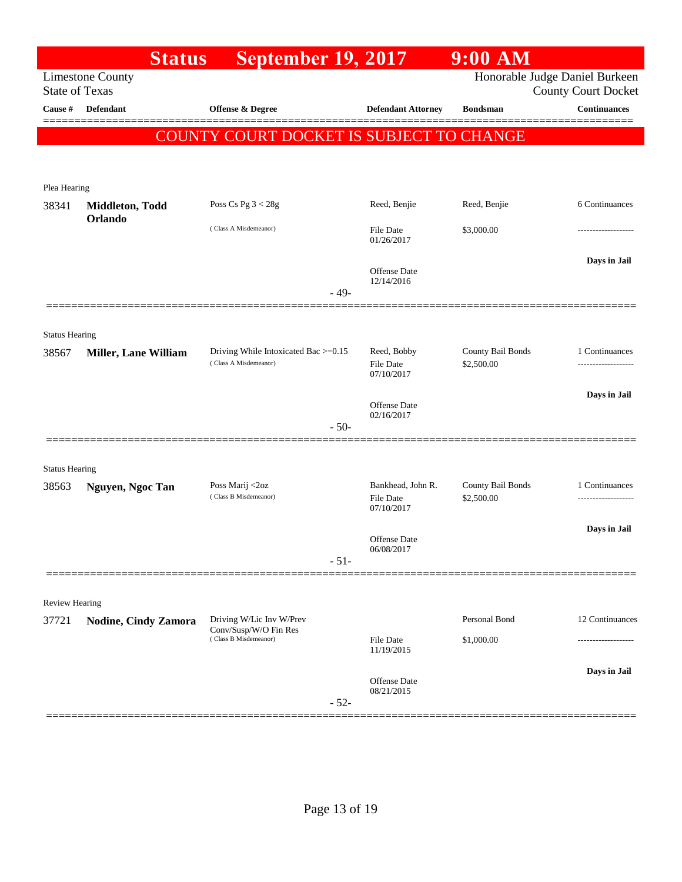# Status September 19, 2017 9:00 AM

Limestone County
State of Texas

Honorable Judge Daniel Burkeen
County Court Docket

| Cause # | Defendant | Offense & Degree | Defendant Attorney | Bondsman | Continuances |
|---|---|---|---|---|---|

**COUNTY COURT DOCKET IS SUBJECT TO CHANGE**

---

Plea Hearing

| Cause # | Defendant | Offense & Degree | Defendant Attorney | Bondsman | Continuances |
|---|---|---|---|---|---|
| 38341 | **Middleton, Todd Orlando** | Poss Cs Pg 3 < 28g (Class A Misdemeanor) | Reed, Benjie | Reed, Benjie | 6 Continuances |
| | | | File Date 01/26/2017 | $3,000.00 | ------------------- |
| | | | Offense Date 12/14/2016 | | Days in Jail |

- 49-

---

Status Hearing

| Cause # | Defendant | Offense & Degree | Defendant Attorney | Bondsman | Continuances |
|---|---|---|---|---|---|
| 38567 | **Miller, Lane William** | Driving While Intoxicated Bac >=0.15 (Class A Misdemeanor) | Reed, Bobby | County Bail Bonds | 1 Continuances |
| | | | File Date 07/10/2017 | $2,500.00 | ------------------- |
| | | | Offense Date 02/16/2017 | | Days in Jail |

- 50-

---

Status Hearing

| Cause # | Defendant | Offense & Degree | Defendant Attorney | Bondsman | Continuances |
|---|---|---|---|---|---|
| 38563 | **Nguyen, Ngoc Tan** | Poss Marij <2oz (Class B Misdemeanor) | Bankhead, John R. | County Bail Bonds | 1 Continuances |
| | | | File Date 07/10/2017 | $2,500.00 | ------------------- |
| | | | Offense Date 06/08/2017 | | Days in Jail |

- 51-

---

Review Hearing

| Cause # | Defendant | Offense & Degree | Defendant Attorney | Bondsman | Continuances |
|---|---|---|---|---|---|
| 37721 | **Nodine, Cindy Zamora** | Driving W/Lic Inv W/Prev Conv/Susp/W/O Fin Res (Class B Misdemeanor) | | Personal Bond | 12 Continuances |
| | | | File Date 11/19/2015 | $1,000.00 | ------------------- |
| | | | Offense Date 08/21/2015 | | Days in Jail |

- 52-

---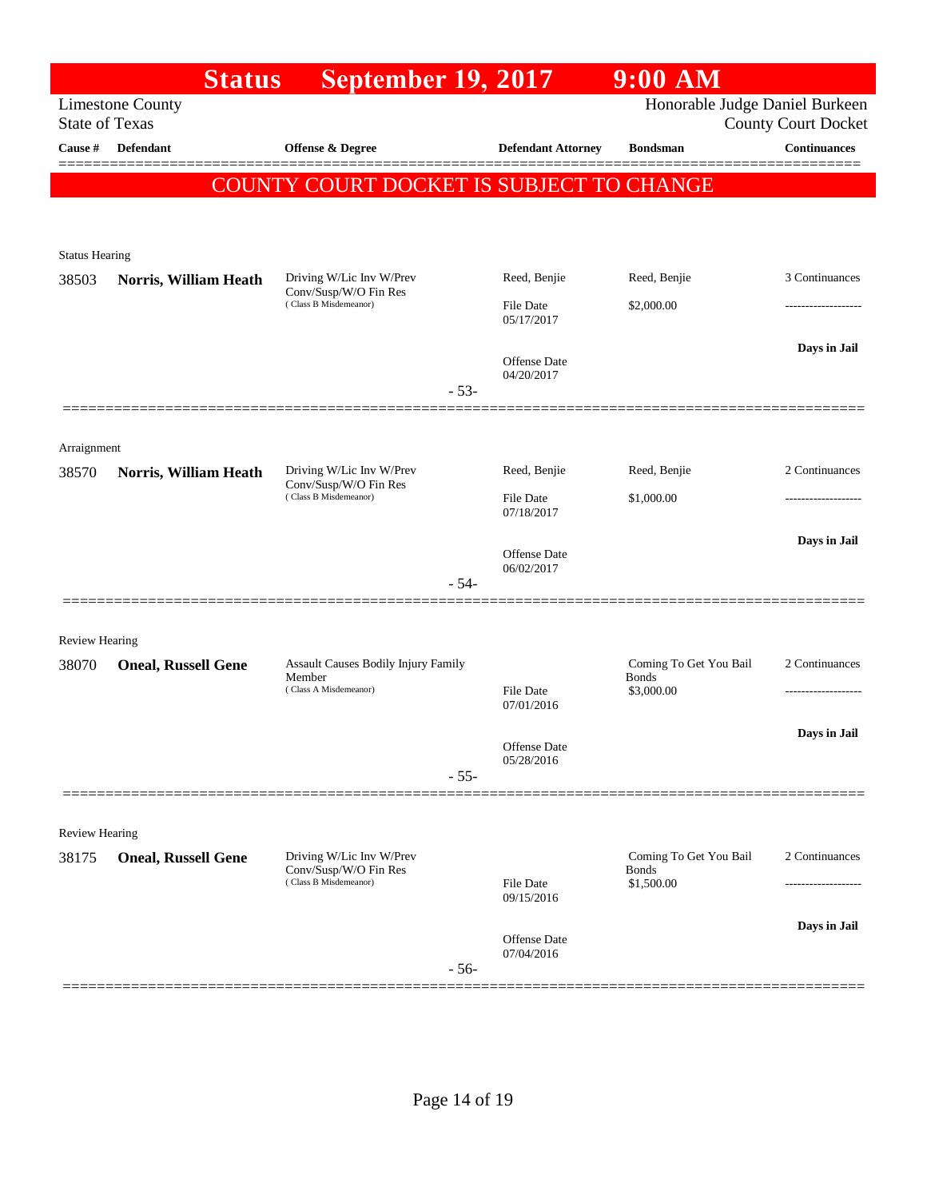# Status September 19, 2017 9:00 AM

Limestone County
State of Texas

Honorable Judge Daniel Burkeen
County Court Docket

| Cause # | Defendant | Offense & Degree | Defendant Attorney | Bondsman | Continuances |
|---|---|---|---|---|---|

**COUNTY COURT DOCKET IS SUBJECT TO CHANGE**

Status Hearing

| Cause # | Defendant | Offense & Degree | Defendant Attorney | Bondsman | Continuances |
|---|---|---|---|---|---|
| 38503 | **Norris, William Heath** | Driving W/Lic Inv W/Prev Conv/Susp/W/O Fin Res (Class B Misdemeanor) | Reed, Benjie | Reed, Benjie | 3 Continuances |
| | | | File Date 05/17/2017 | $2,000.00 | ------------------- |
| | | | Offense Date 04/20/2017 | | **Days in Jail** |

- 53-

Arraignment

| Cause # | Defendant | Offense & Degree | Defendant Attorney | Bondsman | Continuances |
|---|---|---|---|---|---|
| 38570 | **Norris, William Heath** | Driving W/Lic Inv W/Prev Conv/Susp/W/O Fin Res (Class B Misdemeanor) | Reed, Benjie | Reed, Benjie | 2 Continuances |
| | | | File Date 07/18/2017 | $1,000.00 | ------------------- |
| | | | Offense Date 06/02/2017 | | **Days in Jail** |

- 54-

Review Hearing

| Cause # | Defendant | Offense & Degree | Defendant Attorney | Bondsman | Continuances |
|---|---|---|---|---|---|
| 38070 | **Oneal, Russell Gene** | Assault Causes Bodily Injury Family Member (Class A Misdemeanor) | | Coming To Get You Bail Bonds | 2 Continuances |
| | | | File Date 07/01/2016 | $3,000.00 | ------------------- |
| | | | Offense Date 05/28/2016 | | **Days in Jail** |

- 55-

Review Hearing

| Cause # | Defendant | Offense & Degree | Defendant Attorney | Bondsman | Continuances |
|---|---|---|---|---|---|
| 38175 | **Oneal, Russell Gene** | Driving W/Lic Inv W/Prev Conv/Susp/W/O Fin Res (Class B Misdemeanor) | | Coming To Get You Bail Bonds | 2 Continuances |
| | | | File Date 09/15/2016 | $1,500.00 | ------------------- |
| | | | Offense Date 07/04/2016 | | **Days in Jail** |

- 56-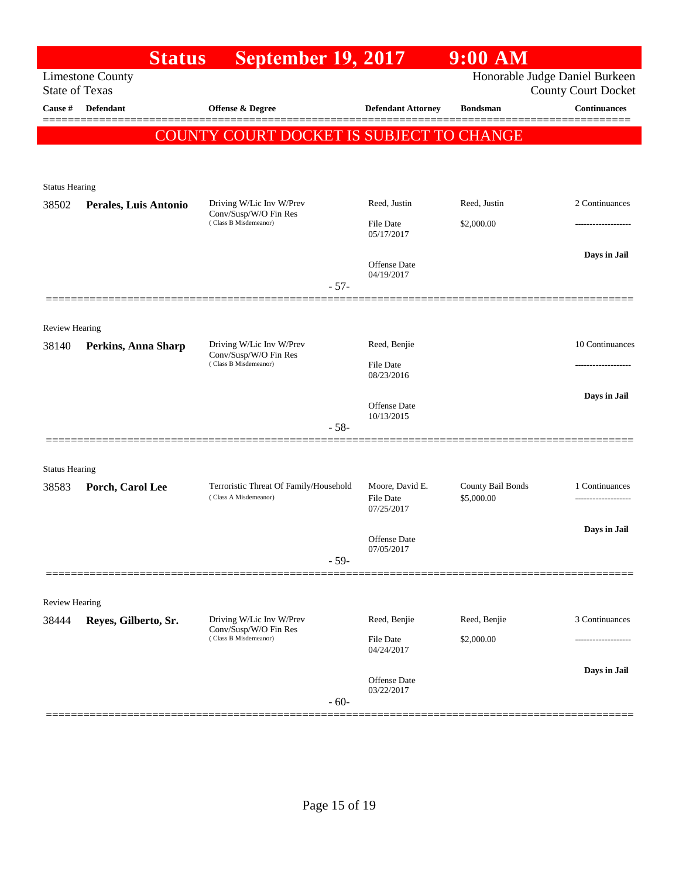# Status September 19, 2017 9:00 AM

Limestone County
State of Texas

Honorable Judge Daniel Burkeen
County Court Docket

| Cause # | Defendant | Offense & Degree | Defendant Attorney | Bondsman | Continuances |
|---|---|---|---|---|---|

**COUNTY COURT DOCKET IS SUBJECT TO CHANGE**

Status Hearing

| Cause # | Defendant | Offense & Degree | Defendant Attorney | Bondsman | Continuances |
|---|---|---|---|---|---|
| 38502 | **Perales, Luis Antonio** | Driving W/Lic Inv W/Prev Conv/Susp/W/O Fin Res (Class B Misdemeanor) | Reed, Justin | Reed, Justin | 2 Continuances |
| | | | File Date 05/17/2017 | $2,000.00 | ------------------- |
| | | | Offense Date 04/19/2017 | | **Days in Jail** |

- 57-

Review Hearing

| Cause # | Defendant | Offense & Degree | Defendant Attorney | Bondsman | Continuances |
|---|---|---|---|---|---|
| 38140 | **Perkins, Anna Sharp** | Driving W/Lic Inv W/Prev Conv/Susp/W/O Fin Res (Class B Misdemeanor) | Reed, Benjie | | 10 Continuances |
| | | | File Date 08/23/2016 | | ------------------- |
| | | | Offense Date 10/13/2015 | | **Days in Jail** |

- 58-

Status Hearing

| Cause # | Defendant | Offense & Degree | Defendant Attorney | Bondsman | Continuances |
|---|---|---|---|---|---|
| 38583 | **Porch, Carol Lee** | Terroristic Threat Of Family/Household (Class A Misdemeanor) | Moore, David E. | County Bail Bonds | 1 Continuances |
| | | | File Date 07/25/2017 | $5,000.00 | ------------------- |
| | | | Offense Date 07/05/2017 | | **Days in Jail** |

- 59-

Review Hearing

| Cause # | Defendant | Offense & Degree | Defendant Attorney | Bondsman | Continuances |
|---|---|---|---|---|---|
| 38444 | **Reyes, Gilberto, Sr.** | Driving W/Lic Inv W/Prev Conv/Susp/W/O Fin Res (Class B Misdemeanor) | Reed, Benjie | Reed, Benjie | 3 Continuances |
| | | | File Date 04/24/2017 | $2,000.00 | ------------------- |
| | | | Offense Date 03/22/2017 | | **Days in Jail** |

- 60-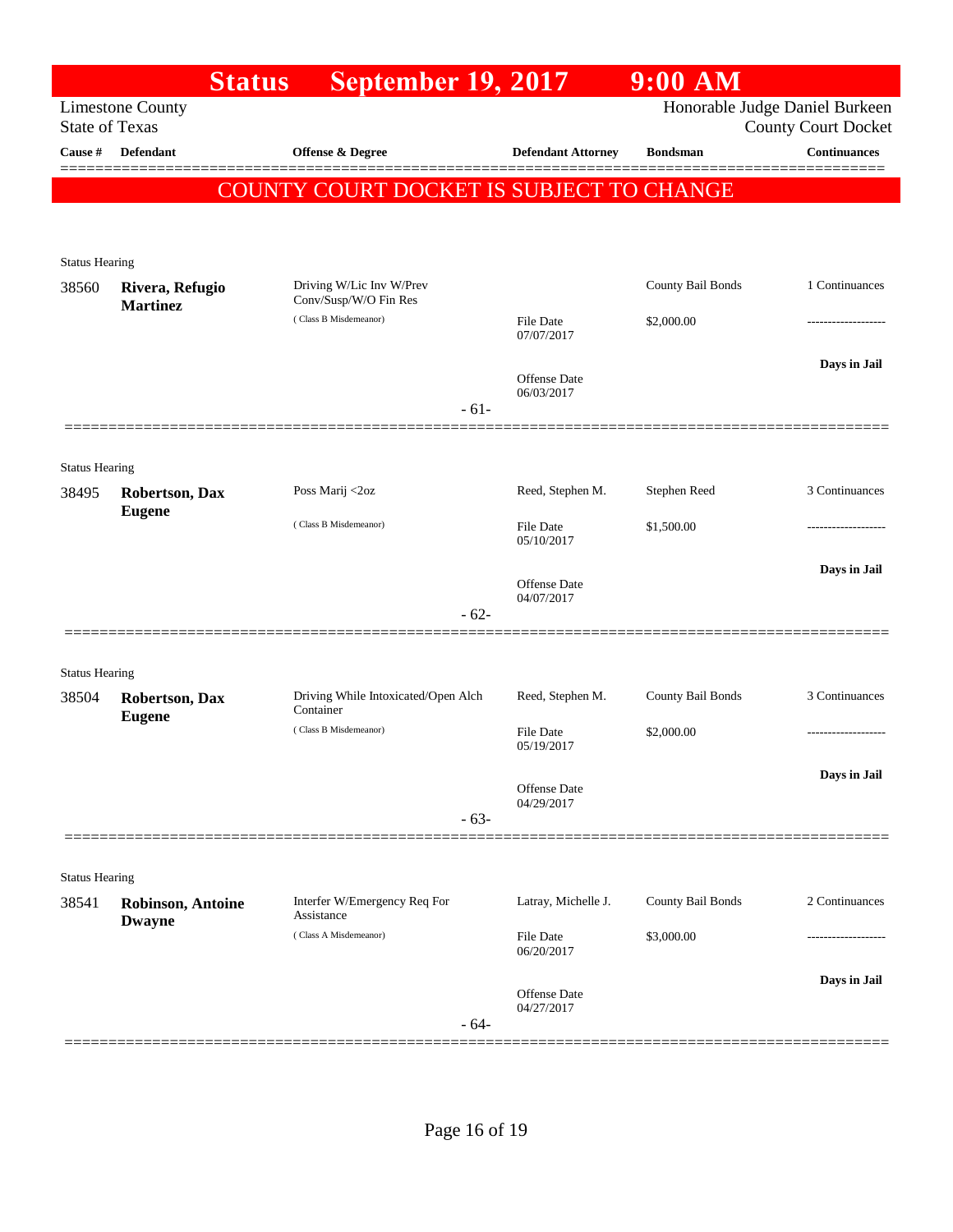# Status September 19, 2017 9:00 AM

Limestone County
State of Texas

Honorable Judge Daniel Burkeen
County Court Docket

| Cause # | Defendant | Offense & Degree | Defendant Attorney | Bondsman | Continuances |
|---|---|---|---|---|---|

## COUNTY COURT DOCKET IS SUBJECT TO CHANGE

**Status Hearing**

| Cause # | Defendant | Offense & Degree | Defendant Attorney | Bondsman | Continuances |
|---|---|---|---|---|---|
| 38560 | **Rivera, Refugio Martinez** | Driving W/Lic Inv W/Prev Conv/Susp/W/O Fin Res (Class B Misdemeanor) | File Date 07/07/2017 Offense Date 06/03/2017 | County Bail Bonds $2,000.00 | 1 Continuances ------------------- **Days in Jail** |

- 61-

**Status Hearing**

| Cause # | Defendant | Offense & Degree | Defendant Attorney | Bondsman | Continuances |
|---|---|---|---|---|---|
| 38495 | **Robertson, Dax Eugene** | Poss Marij <2oz (Class B Misdemeanor) | Reed, Stephen M. File Date 05/10/2017 Offense Date 04/07/2017 | Stephen Reed $1,500.00 | 3 Continuances ------------------- **Days in Jail** |

- 62-

**Status Hearing**

| Cause # | Defendant | Offense & Degree | Defendant Attorney | Bondsman | Continuances |
|---|---|---|---|---|---|
| 38504 | **Robertson, Dax Eugene** | Driving While Intoxicated/Open Alch Container (Class B Misdemeanor) | Reed, Stephen M. File Date 05/19/2017 Offense Date 04/29/2017 | County Bail Bonds $2,000.00 | 3 Continuances ------------------- **Days in Jail** |

- 63-

**Status Hearing**

| Cause # | Defendant | Offense & Degree | Defendant Attorney | Bondsman | Continuances |
|---|---|---|---|---|---|
| 38541 | **Robinson, Antoine Dwayne** | Interfer W/Emergency Req For Assistance (Class A Misdemeanor) | Latray, Michelle J. File Date 06/20/2017 Offense Date 04/27/2017 | County Bail Bonds $3,000.00 | 2 Continuances ------------------- **Days in Jail** |

- 64-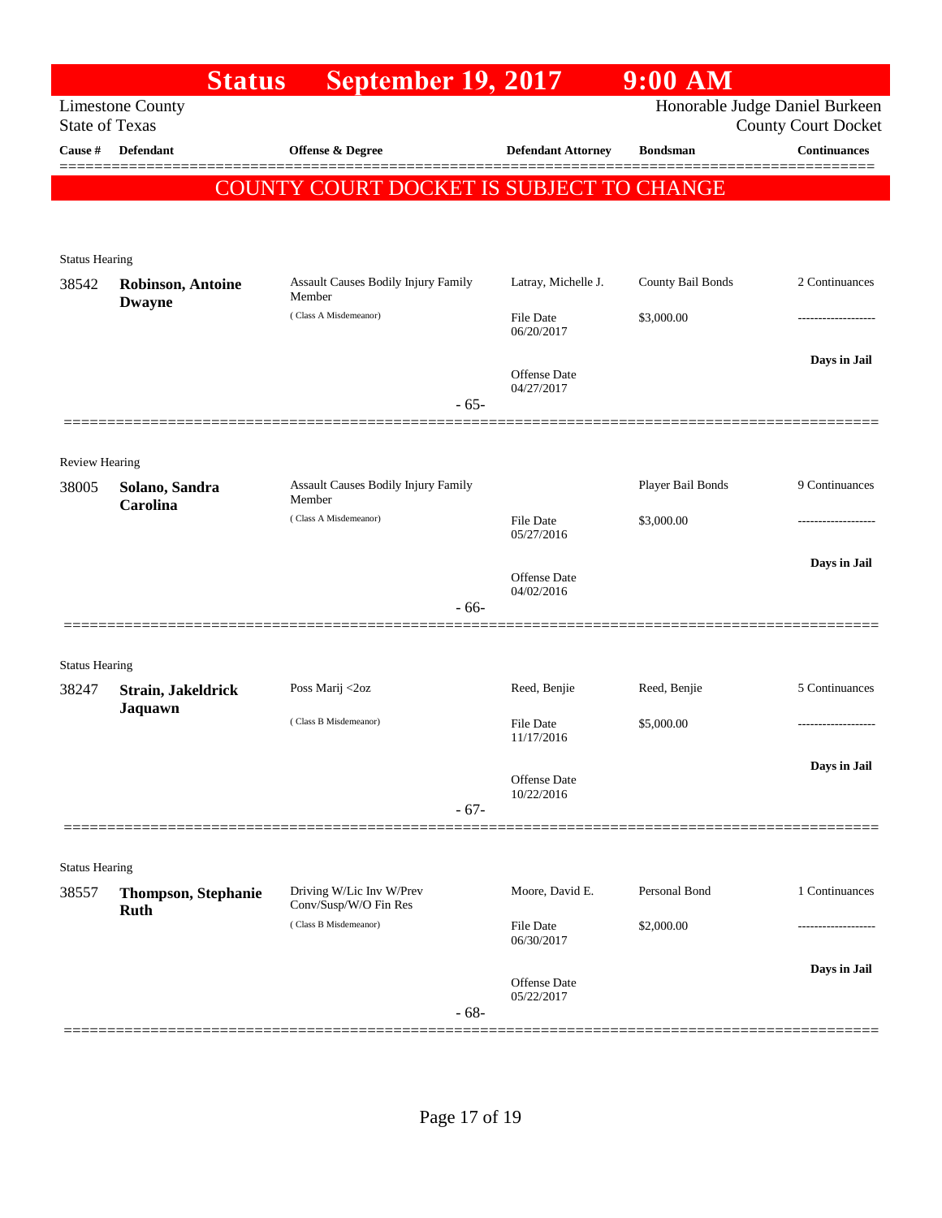# Status September 19, 2017 9:00 AM

Limestone County
State of Texas

Honorable Judge Daniel Burkeen
County Court Docket

| Cause # | Defendant | Offense & Degree | Defendant Attorney | Bondsman | Continuances |
|---|---|---|---|---|---|

**COUNTY COURT DOCKET IS SUBJECT TO CHANGE**

Status Hearing

| Cause # | Defendant | Offense & Degree | Defendant Attorney | Bondsman | Continuances |
|---|---|---|---|---|---|
| 38542 | **Robinson, Antoine Dwayne** | Assault Causes Bodily Injury Family Member (Class A Misdemeanor) | Latray, Michelle J. | County Bail Bonds | 2 Continuances |
| | | | File Date 06/20/2017 | $3,000.00 | ------------------- |
| | | | Offense Date 04/27/2017 | | **Days in Jail** |

- 65-

Review Hearing

| Cause # | Defendant | Offense & Degree | Defendant Attorney | Bondsman | Continuances |
|---|---|---|---|---|---|
| 38005 | **Solano, Sandra Carolina** | Assault Causes Bodily Injury Family Member (Class A Misdemeanor) | | Player Bail Bonds | 9 Continuances |
| | | | File Date 05/27/2016 | $3,000.00 | ------------------- |
| | | | Offense Date 04/02/2016 | | **Days in Jail** |

- 66-

Status Hearing

| Cause # | Defendant | Offense & Degree | Defendant Attorney | Bondsman | Continuances |
|---|---|---|---|---|---|
| 38247 | **Strain, Jakeldrick Jaquawn** | Poss Marij <2oz (Class B Misdemeanor) | Reed, Benjie | Reed, Benjie | 5 Continuances |
| | | | File Date 11/17/2016 | $5,000.00 | ------------------- |
| | | | Offense Date 10/22/2016 | | **Days in Jail** |

- 67-

Status Hearing

| Cause # | Defendant | Offense & Degree | Defendant Attorney | Bondsman | Continuances |
|---|---|---|---|---|---|
| 38557 | **Thompson, Stephanie Ruth** | Driving W/Lic Inv W/Prev Conv/Susp/W/O Fin Res (Class B Misdemeanor) | Moore, David E. | Personal Bond | 1 Continuances |
| | | | File Date 06/30/2017 | $2,000.00 | ------------------- |
| | | | Offense Date 05/22/2017 | | **Days in Jail** |

- 68-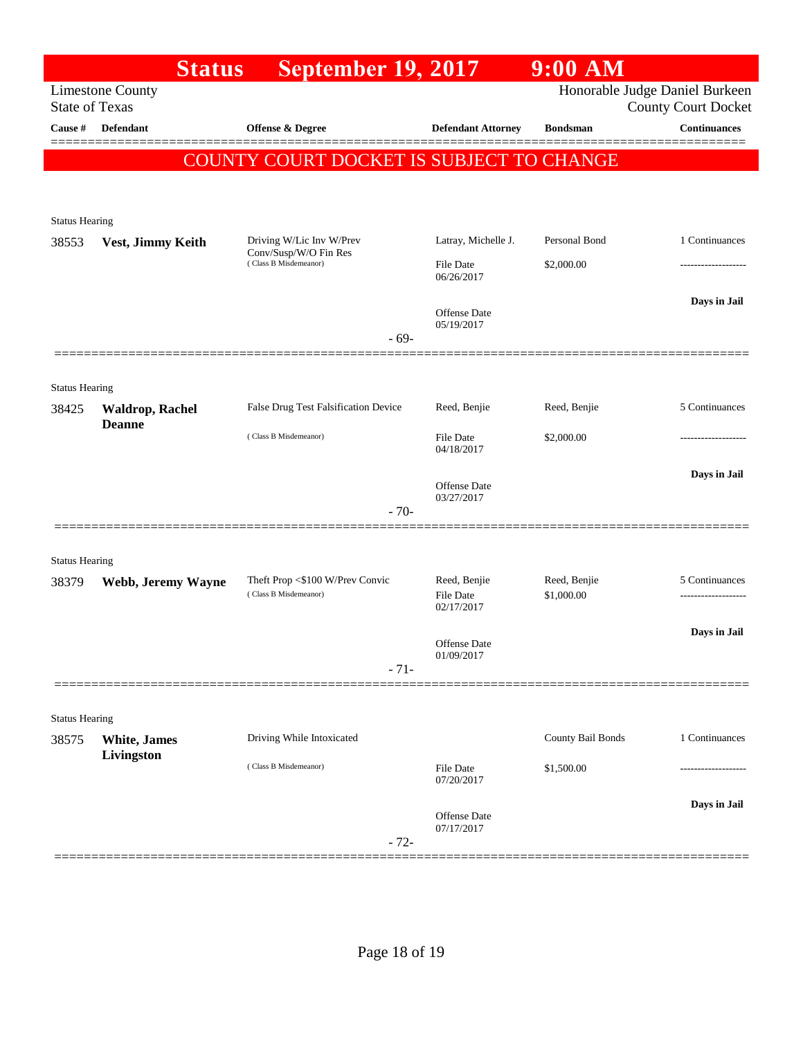# Status September 19, 2017 9:00 AM

Limestone County
State of Texas

Honorable Judge Daniel Burkeen
County Court Docket

| Cause # | Defendant | Offense & Degree | Defendant Attorney | Bondsman | Continuances |
|---|---|---|---|---|---|

**COUNTY COURT DOCKET IS SUBJECT TO CHANGE**

Status Hearing

| Cause # | Defendant | Offense & Degree | Defendant Attorney | Bondsman | Continuances |
|---|---|---|---|---|---|
| 38553 | **Vest, Jimmy Keith** | Driving W/Lic Inv W/Prev Conv/Susp/W/O Fin Res (Class B Misdemeanor) | Latray, Michelle J. | Personal Bond | 1 Continuances |
| | | | File Date 06/26/2017 | $2,000.00 | ------------------- |
| | | | Offense Date 05/19/2017 | | Days in Jail |

- 69-

Status Hearing

| Cause # | Defendant | Offense & Degree | Defendant Attorney | Bondsman | Continuances |
|---|---|---|---|---|---|
| 38425 | **Waldrop, Rachel Deanne** | False Drug Test Falsification Device (Class B Misdemeanor) | Reed, Benjie | Reed, Benjie | 5 Continuances |
| | | | File Date 04/18/2017 | $2,000.00 | ------------------- |
| | | | Offense Date 03/27/2017 | | Days in Jail |

- 70-

Status Hearing

| Cause # | Defendant | Offense & Degree | Defendant Attorney | Bondsman | Continuances |
|---|---|---|---|---|---|
| 38379 | **Webb, Jeremy Wayne** | Theft Prop <$100 W/Prev Convic (Class B Misdemeanor) | Reed, Benjie | Reed, Benjie | 5 Continuances |
| | | | File Date 02/17/2017 | $1,000.00 | ------------------- |
| | | | Offense Date 01/09/2017 | | Days in Jail |

- 71-

Status Hearing

| Cause # | Defendant | Offense & Degree | Defendant Attorney | Bondsman | Continuances |
|---|---|---|---|---|---|
| 38575 | **White, James Livingston** | Driving While Intoxicated (Class B Misdemeanor) | | County Bail Bonds | 1 Continuances |
| | | | File Date 07/20/2017 | $1,500.00 | ------------------- |
| | | | Offense Date 07/17/2017 | | Days in Jail |

- 72-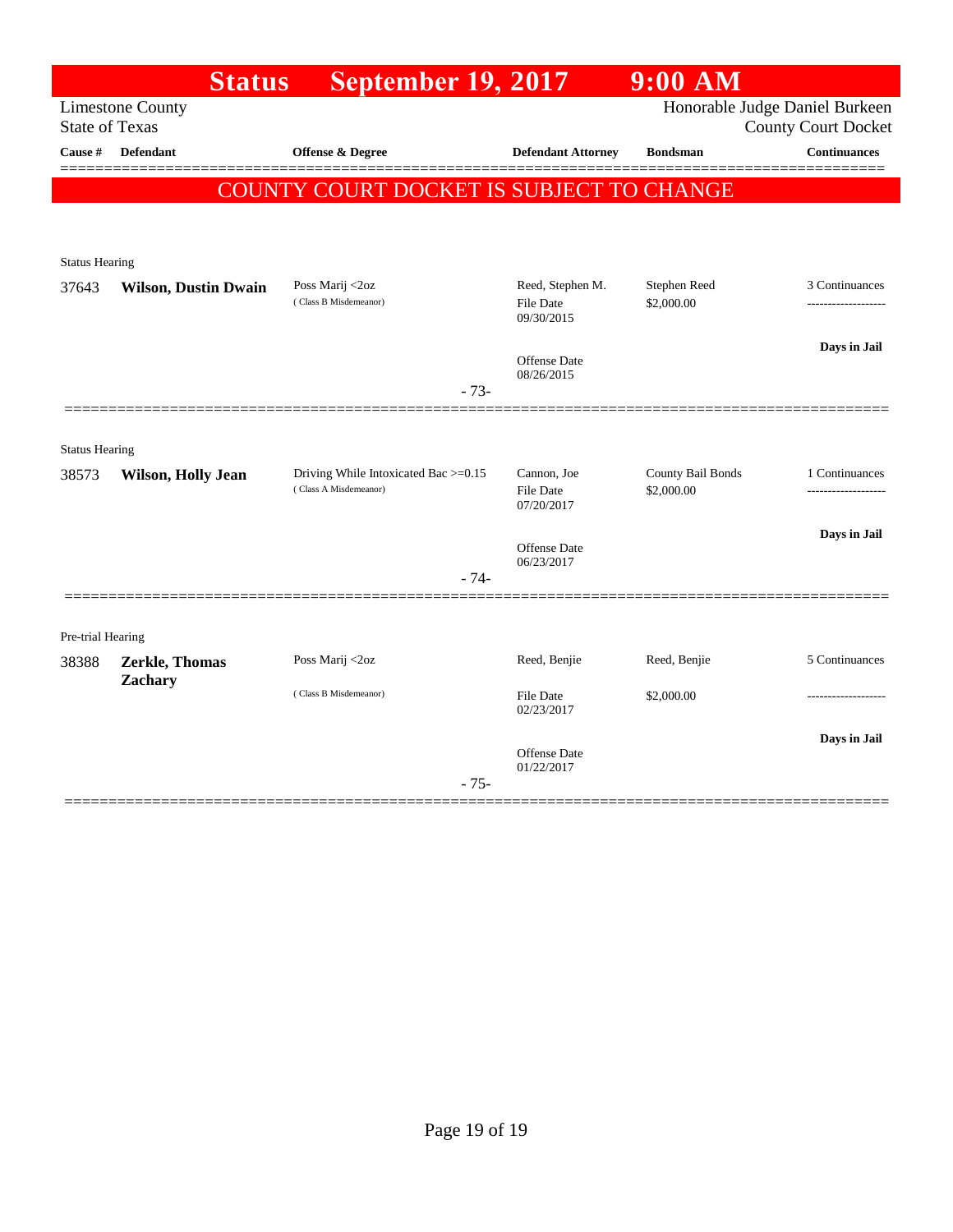# Status September 19, 2017 9:00 AM

Limestone County
State of Texas

Honorable Judge Daniel Burkeen
County Court Docket

| Cause # | Defendant | Offense & Degree | Defendant Attorney | Bondsman | Continuances |
|---|---|---|---|---|---|

## COUNTY COURT DOCKET IS SUBJECT TO CHANGE

Status Hearing

| Cause # | Defendant | Offense & Degree | Defendant Attorney | Bondsman | Continuances |
|---|---|---|---|---|---|
| 37643 | **Wilson, Dustin Dwain** | Poss Marij <2oz (Class B Misdemeanor) | Reed, Stephen M. File Date 09/30/2015 Offense Date 08/26/2015 | Stephen Reed $2,000.00 | 3 Continuances ------------------- **Days in Jail** |

- 73-

Status Hearing

| Cause # | Defendant | Offense & Degree | Defendant Attorney | Bondsman | Continuances |
|---|---|---|---|---|---|
| 38573 | **Wilson, Holly Jean** | Driving While Intoxicated Bac >=0.15 (Class A Misdemeanor) | Cannon, Joe File Date 07/20/2017 Offense Date 06/23/2017 | County Bail Bonds $2,000.00 | 1 Continuances ------------------- **Days in Jail** |

- 74-

Pre-trial Hearing

| Cause # | Defendant | Offense & Degree | Defendant Attorney | Bondsman | Continuances |
|---|---|---|---|---|---|
| 38388 | **Zerkle, Thomas Zachary** | Poss Marij <2oz (Class B Misdemeanor) | Reed, Benjie File Date 02/23/2017 Offense Date 01/22/2017 | Reed, Benjie $2,000.00 | 5 Continuances ------------------- **Days in Jail** |

- 75-